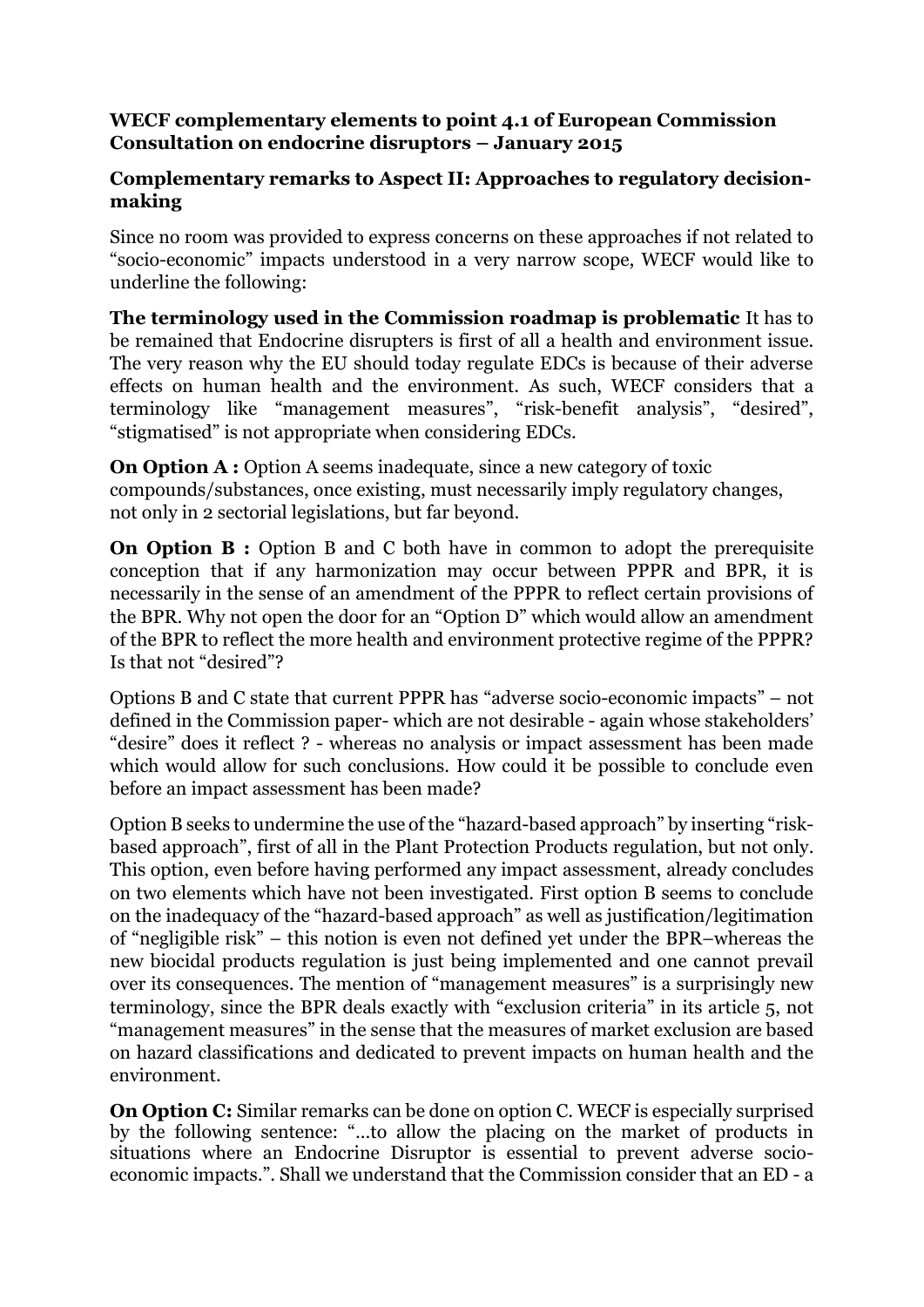**WECF complementary elements to point 4.1 of European Commission Consultation on endocrine disruptors – January 2015**

**Complementary remarks to Aspect II: Approaches to regulatory decision-making**

Since no room was provided to express concerns on these approaches if not related to "socio-economic" impacts understood in a very narrow scope, WECF would like to underline the following:

**The terminology used in the Commission roadmap is problematic** It has to be remained that Endocrine disrupters is first of all a health and environment issue. The very reason why the EU should today regulate EDCs is because of their adverse effects on human health and the environment. As such, WECF considers that a terminology like "management measures", "risk-benefit analysis", "desired", "stigmatised" is not appropriate when considering EDCs.

**On Option A :** Option A seems inadequate, since a new category of toxic compounds/substances, once existing, must necessarily imply regulatory changes, not only in 2 sectorial legislations, but far beyond.

**On Option B :** Option B and C both have in common to adopt the prerequisite conception that if any harmonization may occur between PPPR and BPR, it is necessarily in the sense of an amendment of the PPPR to reflect certain provisions of the BPR. Why not open the door for an "Option D" which would allow an amendment of the BPR to reflect the more health and environment protective regime of the PPPR? Is that not "desired"?

Options B and C state that current PPPR has "adverse socio-economic impacts" – not defined in the Commission paper- which are not desirable - again whose stakeholders' "desire" does it reflect ? - whereas no analysis or impact assessment has been made which would allow for such conclusions. How could it be possible to conclude even before an impact assessment has been made?

Option B seeks to undermine the use of the "hazard-based approach" by inserting "risk-based approach", first of all in the Plant Protection Products regulation, but not only. This option, even before having performed any impact assessment, already concludes on two elements which have not been investigated. First option B seems to conclude on the inadequacy of the "hazard-based approach" as well as justification/legitimation of "negligible risk" – this notion is even not defined yet under the BPR–whereas the new biocidal products regulation is just being implemented and one cannot prevail over its consequences. The mention of "management measures" is a surprisingly new terminology, since the BPR deals exactly with "exclusion criteria" in its article 5, not "management measures" in the sense that the measures of market exclusion are based on hazard classifications and dedicated to prevent impacts on human health and the environment.

**On Option C:** Similar remarks can be done on option C. WECF is especially surprised by the following sentence: "...to allow the placing on the market of products in situations where an Endocrine Disruptor is essential to prevent adverse socio-economic impacts.". Shall we understand that the Commission consider that an ED - a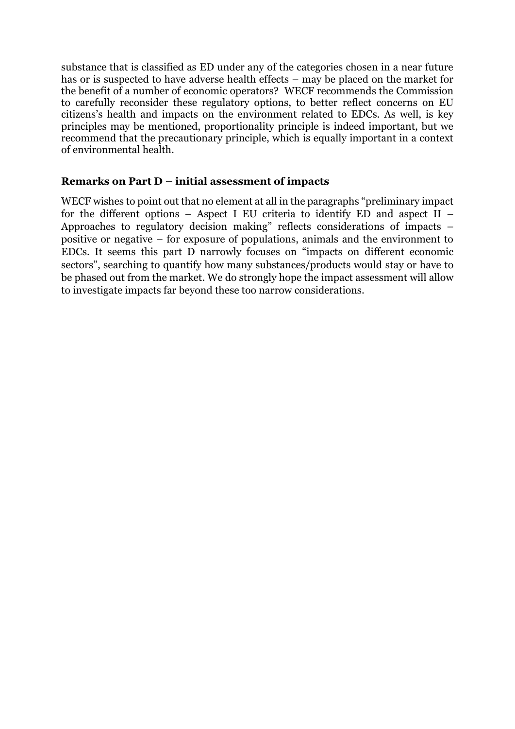substance that is classified as ED under any of the categories chosen in a near future has or is suspected to have adverse health effects – may be placed on the market for the benefit of a number of economic operators? WECF recommends the Commission to carefully reconsider these regulatory options, to better reflect concerns on EU citizens's health and impacts on the environment related to EDCs. As well, is key principles may be mentioned, proportionality principle is indeed important, but we recommend that the precautionary principle, which is equally important in a context of environmental health.

### Remarks on Part D – initial assessment of impacts

WECF wishes to point out that no element at all in the paragraphs "preliminary impact for the different options – Aspect I EU criteria to identify ED and aspect II – Approaches to regulatory decision making" reflects considerations of impacts – positive or negative – for exposure of populations, animals and the environment to EDCs. It seems this part D narrowly focuses on "impacts on different economic sectors", searching to quantify how many substances/products would stay or have to be phased out from the market. We do strongly hope the impact assessment will allow to investigate impacts far beyond these too narrow considerations.